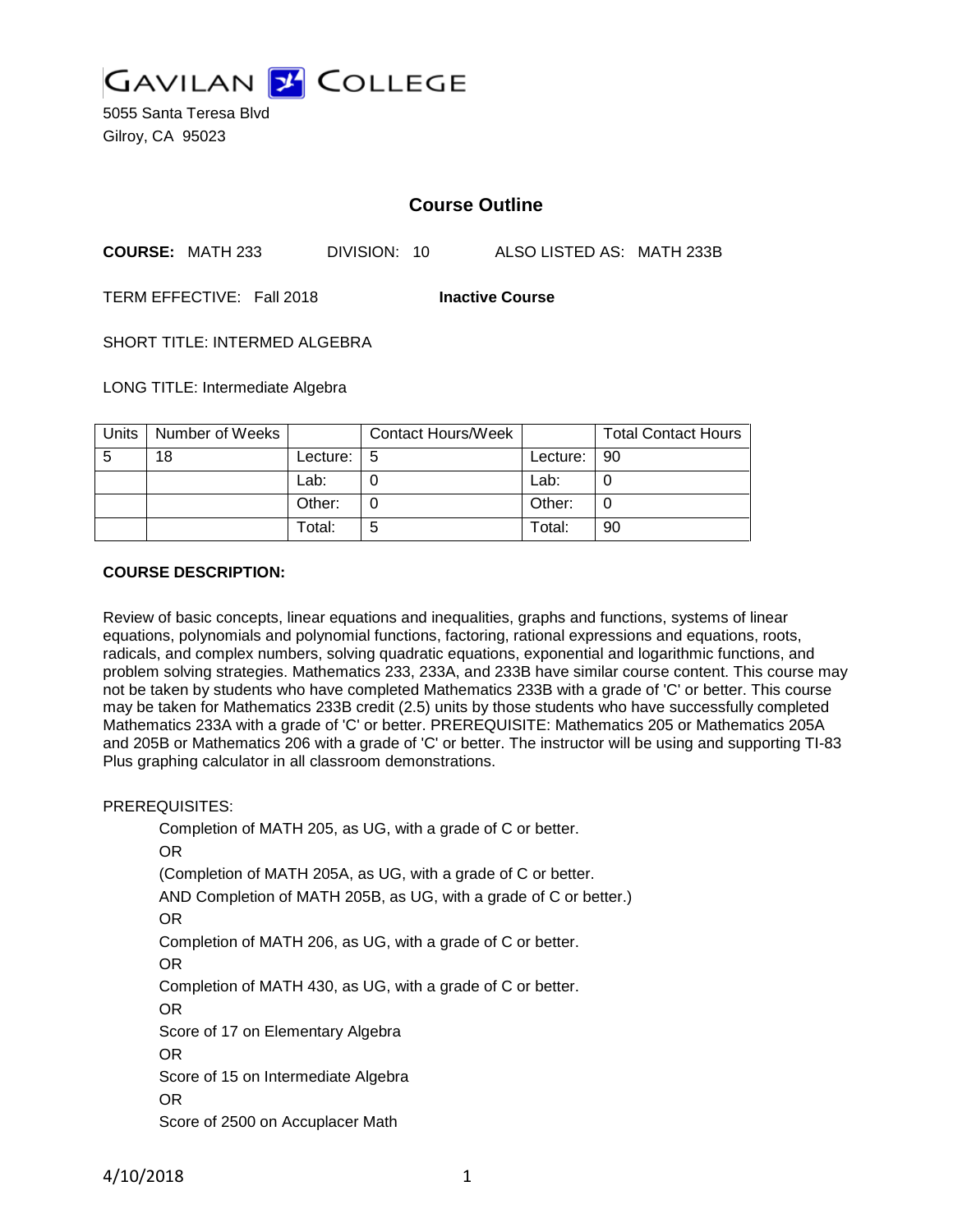# GAVILAN COLLEGE

5055 Santa Teresa Blvd
Gilroy, CA 95023

## Course Outline

**COURSE:** MATH 233 DIVISION: 10 ALSO LISTED AS: MATH 233B

TERM EFFECTIVE: Fall 2018 **Inactive Course**

SHORT TITLE: INTERMED ALGEBRA

LONG TITLE: Intermediate Algebra

| Units | Number of Weeks | | Contact Hours/Week | | Total Contact Hours |
|---|---|---|---|---|---|
| 5 | 18 | Lecture: | 5 | Lecture: | 90 |
| | | Lab: | 0 | Lab: | 0 |
| | | Other: | 0 | Other: | 0 |
| | | Total: | 5 | Total: | 90 |

**COURSE DESCRIPTION:**

Review of basic concepts, linear equations and inequalities, graphs and functions, systems of linear equations, polynomials and polynomial functions, factoring, rational expressions and equations, roots, radicals, and complex numbers, solving quadratic equations, exponential and logarithmic functions, and problem solving strategies. Mathematics 233, 233A, and 233B have similar course content. This course may not be taken by students who have completed Mathematics 233B with a grade of 'C' or better. This course may be taken for Mathematics 233B credit (2.5) units by those students who have successfully completed Mathematics 233A with a grade of 'C' or better. PREREQUISITE: Mathematics 205 or Mathematics 205A and 205B or Mathematics 206 with a grade of 'C' or better. The instructor will be using and supporting TI-83 Plus graphing calculator in all classroom demonstrations.

PREREQUISITES:

Completion of MATH 205, as UG, with a grade of C or better.
OR
(Completion of MATH 205A, as UG, with a grade of C or better.
AND Completion of MATH 205B, as UG, with a grade of C or better.)
OR
Completion of MATH 206, as UG, with a grade of C or better.
OR
Completion of MATH 430, as UG, with a grade of C or better.
OR
Score of 17 on Elementary Algebra
OR
Score of 15 on Intermediate Algebra
OR
Score of 2500 on Accuplacer Math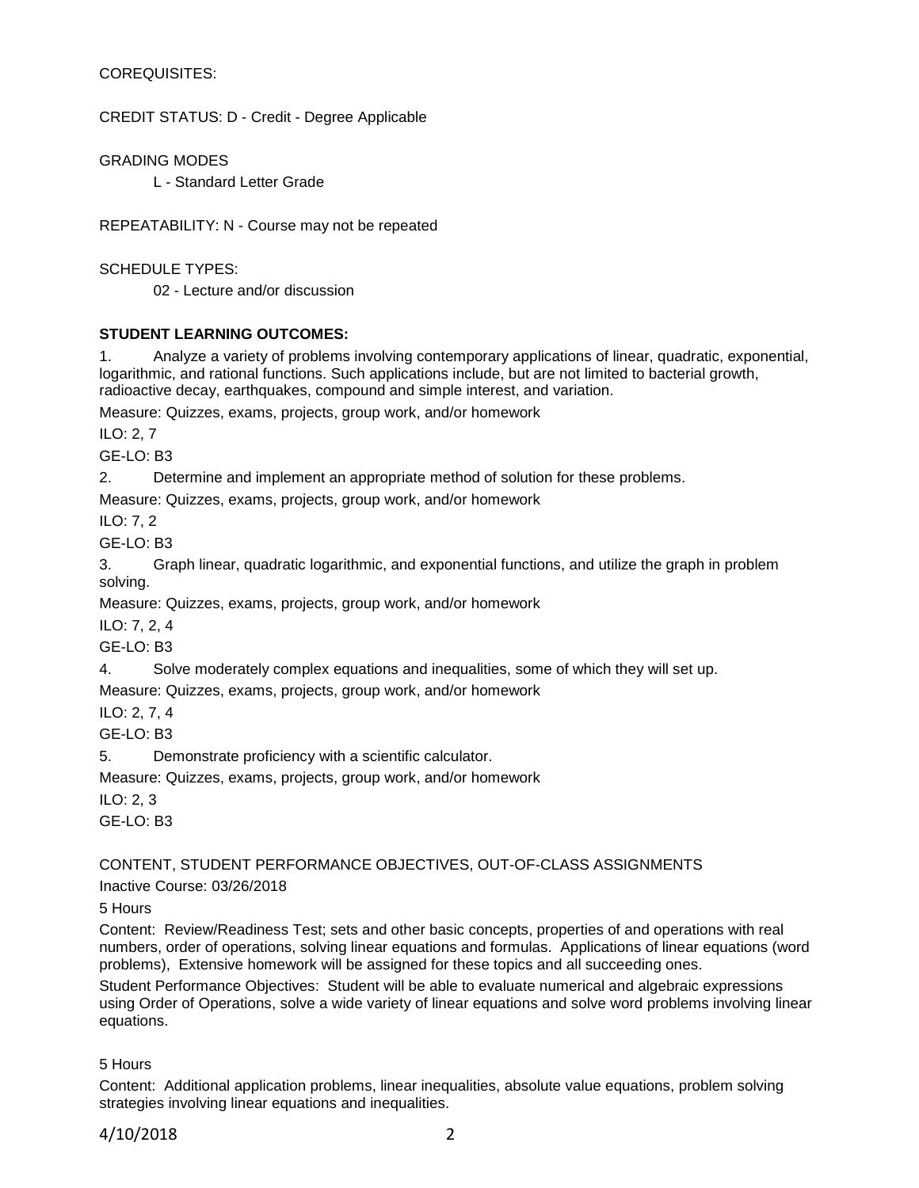COREQUISITES:

CREDIT STATUS: D - Credit - Degree Applicable

GRADING MODES

L - Standard Letter Grade

REPEATABILITY: N - Course may not be repeated

SCHEDULE TYPES:

02 - Lecture and/or discussion

**STUDENT LEARNING OUTCOMES:**

1. Analyze a variety of problems involving contemporary applications of linear, quadratic, exponential, logarithmic, and rational functions. Such applications include, but are not limited to bacterial growth, radioactive decay, earthquakes, compound and simple interest, and variation.

Measure: Quizzes, exams, projects, group work, and/or homework

ILO: 2, 7

GE-LO: B3

2. Determine and implement an appropriate method of solution for these problems.

Measure: Quizzes, exams, projects, group work, and/or homework

ILO: 7, 2

GE-LO: B3

3. Graph linear, quadratic logarithmic, and exponential functions, and utilize the graph in problem solving.

Measure: Quizzes, exams, projects, group work, and/or homework

ILO: 7, 2, 4

GE-LO: B3

4. Solve moderately complex equations and inequalities, some of which they will set up.

Measure: Quizzes, exams, projects, group work, and/or homework

ILO: 2, 7, 4

GE-LO: B3

5. Demonstrate proficiency with a scientific calculator.

Measure: Quizzes, exams, projects, group work, and/or homework

ILO: 2, 3

GE-LO: B3

CONTENT, STUDENT PERFORMANCE OBJECTIVES, OUT-OF-CLASS ASSIGNMENTS

Inactive Course: 03/26/2018

5 Hours

Content: Review/Readiness Test; sets and other basic concepts, properties of and operations with real numbers, order of operations, solving linear equations and formulas. Applications of linear equations (word problems), Extensive homework will be assigned for these topics and all succeeding ones.

Student Performance Objectives: Student will be able to evaluate numerical and algebraic expressions using Order of Operations, solve a wide variety of linear equations and solve word problems involving linear equations.

5 Hours

Content: Additional application problems, linear inequalities, absolute value equations, problem solving strategies involving linear equations and inequalities.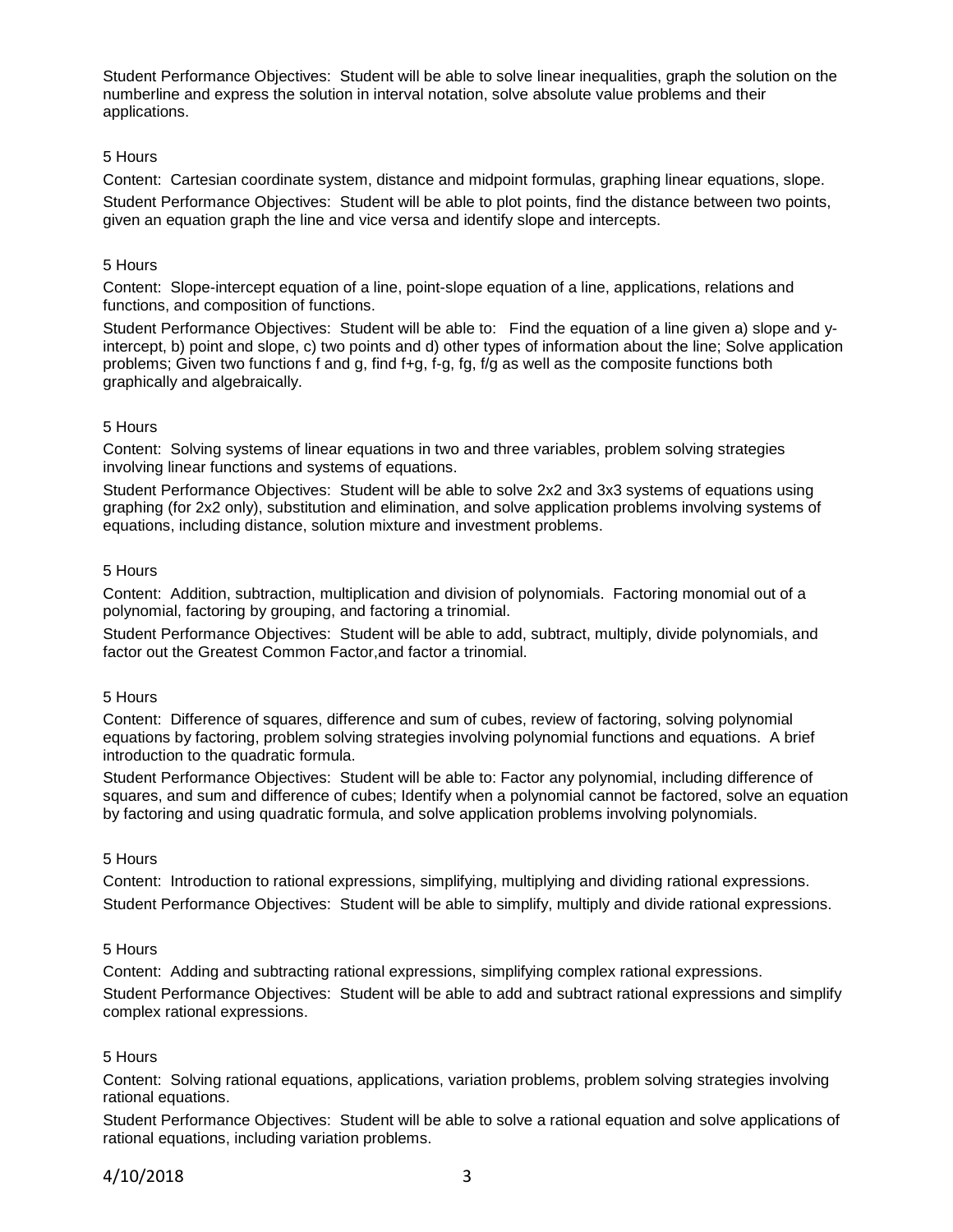Student Performance Objectives: Student will be able to solve linear inequalities, graph the solution on the numberline and express the solution in interval notation, solve absolute value problems and their applications.

5 Hours

Content: Cartesian coordinate system, distance and midpoint formulas, graphing linear equations, slope.

Student Performance Objectives: Student will be able to plot points, find the distance between two points, given an equation graph the line and vice versa and identify slope and intercepts.

5 Hours

Content: Slope-intercept equation of a line, point-slope equation of a line, applications, relations and functions, and composition of functions.

Student Performance Objectives: Student will be able to: Find the equation of a line given a) slope and y-intercept, b) point and slope, c) two points and d) other types of information about the line; Solve application problems; Given two functions f and g, find f+g, f-g, fg, f/g as well as the composite functions both graphically and algebraically.

5 Hours

Content: Solving systems of linear equations in two and three variables, problem solving strategies involving linear functions and systems of equations.

Student Performance Objectives: Student will be able to solve 2x2 and 3x3 systems of equations using graphing (for 2x2 only), substitution and elimination, and solve application problems involving systems of equations, including distance, solution mixture and investment problems.

5 Hours

Content: Addition, subtraction, multiplication and division of polynomials. Factoring monomial out of a polynomial, factoring by grouping, and factoring a trinomial.

Student Performance Objectives: Student will be able to add, subtract, multiply, divide polynomials, and factor out the Greatest Common Factor,and factor a trinomial.

5 Hours

Content: Difference of squares, difference and sum of cubes, review of factoring, solving polynomial equations by factoring, problem solving strategies involving polynomial functions and equations. A brief introduction to the quadratic formula.

Student Performance Objectives: Student will be able to: Factor any polynomial, including difference of squares, and sum and difference of cubes; Identify when a polynomial cannot be factored, solve an equation by factoring and using quadratic formula, and solve application problems involving polynomials.

5 Hours

Content: Introduction to rational expressions, simplifying, multiplying and dividing rational expressions.

Student Performance Objectives: Student will be able to simplify, multiply and divide rational expressions.

5 Hours

Content: Adding and subtracting rational expressions, simplifying complex rational expressions.

Student Performance Objectives: Student will be able to add and subtract rational expressions and simplify complex rational expressions.

5 Hours

Content: Solving rational equations, applications, variation problems, problem solving strategies involving rational equations.

Student Performance Objectives: Student will be able to solve a rational equation and solve applications of rational equations, including variation problems.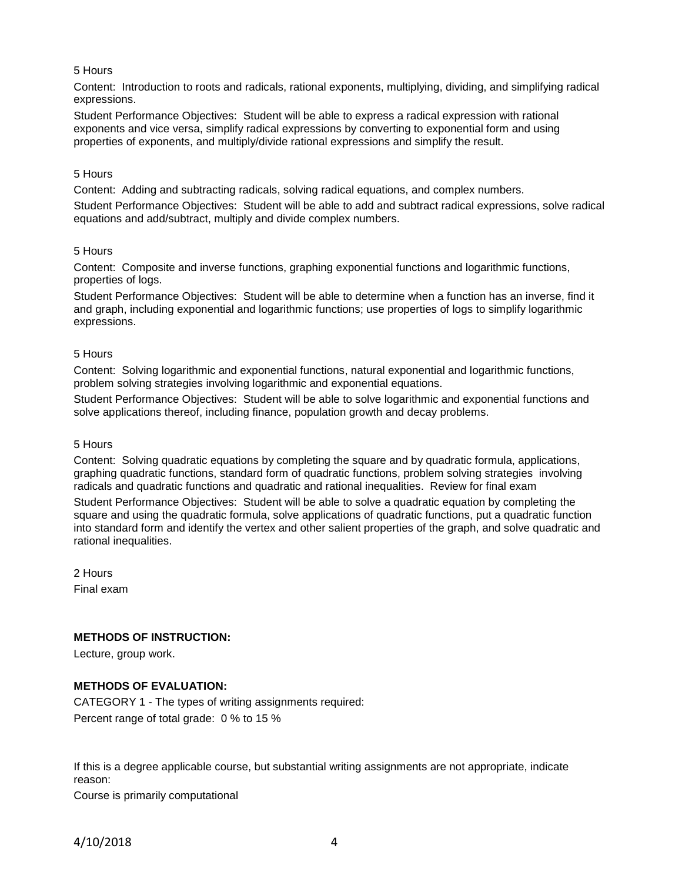5 Hours

Content: Introduction to roots and radicals, rational exponents, multiplying, dividing, and simplifying radical expressions.

Student Performance Objectives: Student will be able to express a radical expression with rational exponents and vice versa, simplify radical expressions by converting to exponential form and using properties of exponents, and multiply/divide rational expressions and simplify the result.

5 Hours

Content: Adding and subtracting radicals, solving radical equations, and complex numbers.

Student Performance Objectives: Student will be able to add and subtract radical expressions, solve radical equations and add/subtract, multiply and divide complex numbers.

5 Hours

Content: Composite and inverse functions, graphing exponential functions and logarithmic functions, properties of logs.

Student Performance Objectives: Student will be able to determine when a function has an inverse, find it and graph, including exponential and logarithmic functions; use properties of logs to simplify logarithmic expressions.

5 Hours

Content: Solving logarithmic and exponential functions, natural exponential and logarithmic functions, problem solving strategies involving logarithmic and exponential equations.

Student Performance Objectives: Student will be able to solve logarithmic and exponential functions and solve applications thereof, including finance, population growth and decay problems.

5 Hours

Content: Solving quadratic equations by completing the square and by quadratic formula, applications, graphing quadratic functions, standard form of quadratic functions, problem solving strategies involving radicals and quadratic functions and quadratic and rational inequalities. Review for final exam

Student Performance Objectives: Student will be able to solve a quadratic equation by completing the square and using the quadratic formula, solve applications of quadratic functions, put a quadratic function into standard form and identify the vertex and other salient properties of the graph, and solve quadratic and rational inequalities.

2 Hours

Final exam

**METHODS OF INSTRUCTION:**

Lecture, group work.

**METHODS OF EVALUATION:**

CATEGORY 1 - The types of writing assignments required:

Percent range of total grade: 0 % to 15 %

If this is a degree applicable course, but substantial writing assignments are not appropriate, indicate reason:

Course is primarily computational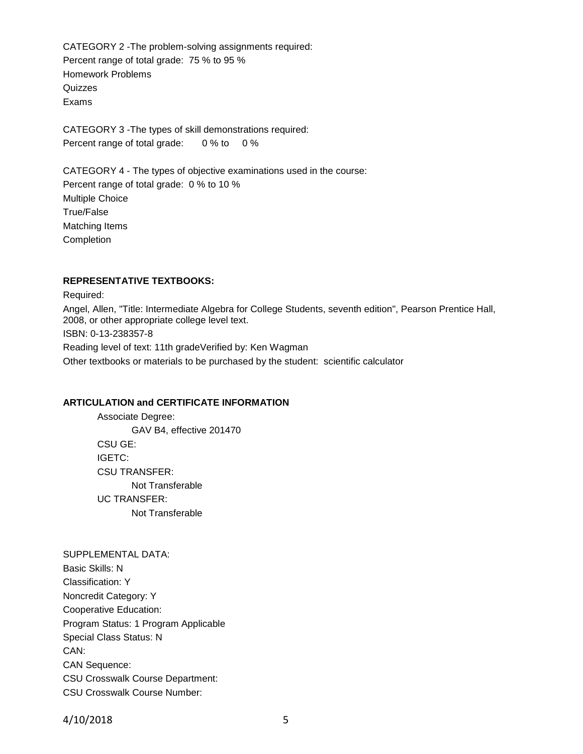CATEGORY 2 -The problem-solving assignments required:
Percent range of total grade: 75 % to 95 %
Homework Problems
Quizzes
Exams

CATEGORY 3 -The types of skill demonstrations required:
Percent range of total grade: 0 % to 0 %

CATEGORY 4 - The types of objective examinations used in the course:
Percent range of total grade: 0 % to 10 %
Multiple Choice
True/False
Matching Items
Completion

**REPRESENTATIVE TEXTBOOKS:**

Required:
Angel, Allen, "Title: Intermediate Algebra for College Students, seventh edition", Pearson Prentice Hall, 2008, or other appropriate college level text.
ISBN: 0-13-238357-8
Reading level of text: 11th gradeVerified by: Ken Wagman
Other textbooks or materials to be purchased by the student: scientific calculator

**ARTICULATION and CERTIFICATE INFORMATION**

Associate Degree:
GAV B4, effective 201470
CSU GE:
IGETC:
CSU TRANSFER:
Not Transferable
UC TRANSFER:
Not Transferable

SUPPLEMENTAL DATA:
Basic Skills: N
Classification: Y
Noncredit Category: Y
Cooperative Education:
Program Status: 1 Program Applicable
Special Class Status: N
CAN:
CAN Sequence:
CSU Crosswalk Course Department:
CSU Crosswalk Course Number: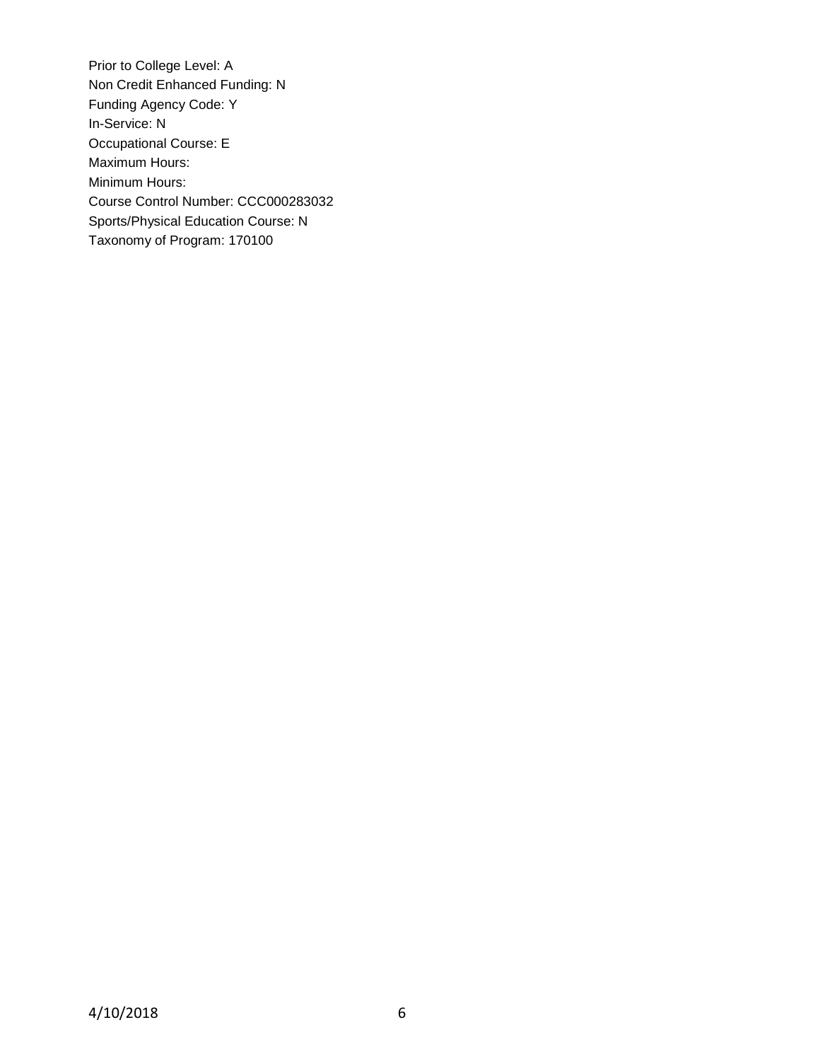Prior to College Level: A
Non Credit Enhanced Funding: N
Funding Agency Code: Y
In-Service: N
Occupational Course: E
Maximum Hours:
Minimum Hours:
Course Control Number: CCC000283032
Sports/Physical Education Course: N
Taxonomy of Program: 170100